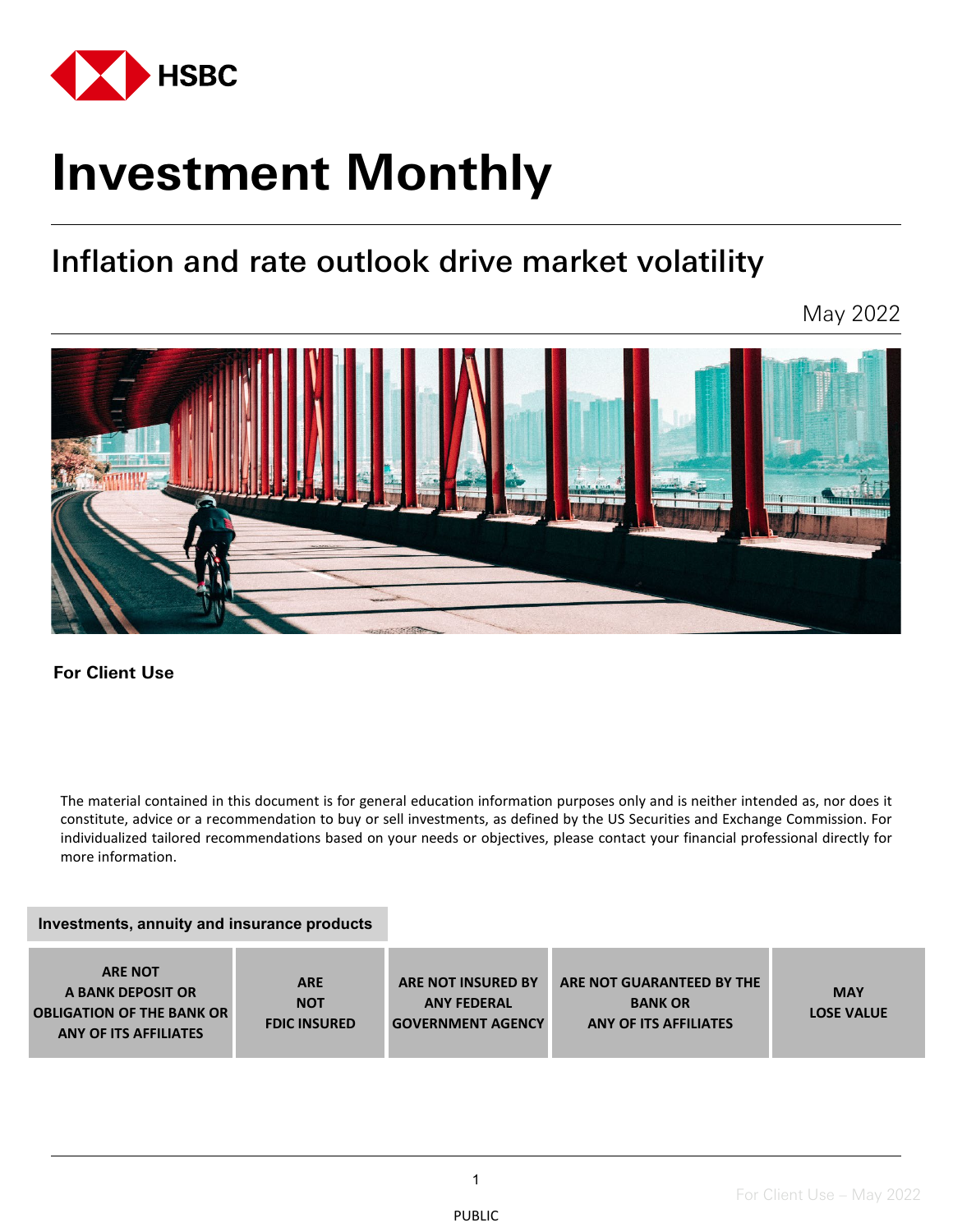HSBC

# Investment Monthly

## Inflation and rate outlook drive market volatility

May 2022

**For Client Use**

The material contained in this document is for general education information purposes only and is neither intended as, nor does it constitute, advice or a recommendation to buy or sell investments, as defined by the US Securities and Exchange Commission. For individualized tailored recommendations based on your needs or objectives, please contact your financial professional directly for more information.

**Investments, annuity and insurance products**

| ARE NOT A BANK DEPOSIT OR OBLIGATION OF THE BANK OR ANY OF ITS AFFILIATES | ARE NOT FDIC INSURED | ARE NOT INSURED BY ANY FEDERAL GOVERNMENT AGENCY | ARE NOT GUARANTEED BY THE BANK OR ANY OF ITS AFFILIATES | MAY LOSE VALUE |
|---|---|---|---|---|

PUBLIC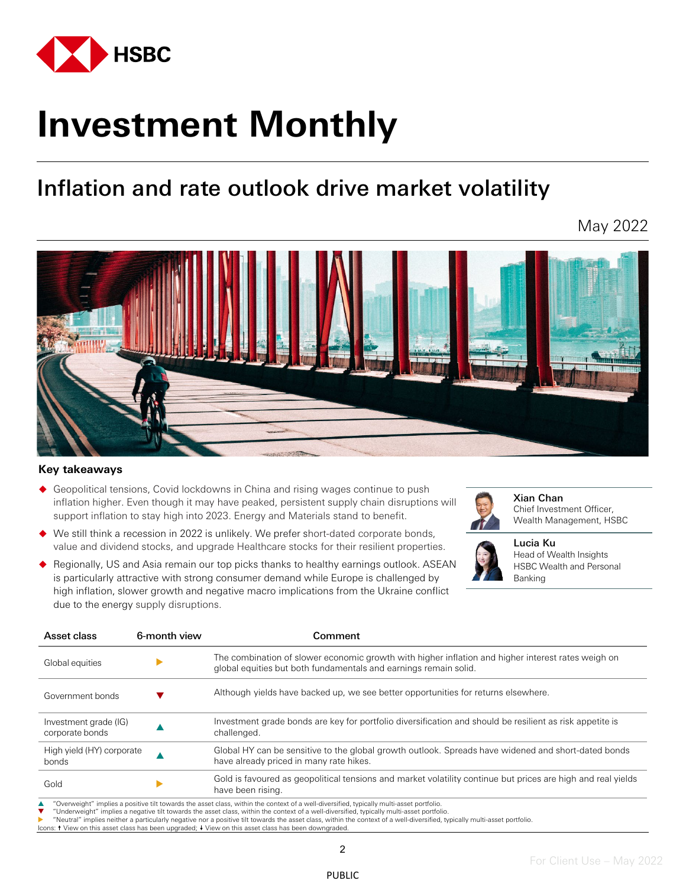# Investment Monthly

## Inflation and rate outlook drive market volatility

May 2022

### Key takeaways

- Geopolitical tensions, Covid lockdowns in China and rising wages continue to push inflation higher. Even though it may have peaked, persistent supply chain disruptions will support inflation to stay high into 2023. Energy and Materials stand to benefit.
- We still think a recession in 2022 is unlikely. We prefer short-dated corporate bonds, value and dividend stocks, and upgrade Healthcare stocks for their resilient properties.
- Regionally, US and Asia remain our top picks thanks to healthy earnings outlook. ASEAN is particularly attractive with strong consumer demand while Europe is challenged by high inflation, slower growth and negative macro implications from the Ukraine conflict due to the energy supply disruptions.

**Xian Chan**
Chief Investment Officer, Wealth Management, HSBC

**Lucia Ku**
Head of Wealth Insights
HSBC Wealth and Personal Banking

| Asset class | 6-month view | Comment |
|---|---|---|
| Global equities | ▶ | The combination of slower economic growth with higher inflation and higher interest rates weigh on global equities but both fundamentals and earnings remain solid. |
| Government bonds | ▼ | Although yields have backed up, we see better opportunities for returns elsewhere. |
| Investment grade (IG) corporate bonds | ▲ | Investment grade bonds are key for portfolio diversification and should be resilient as risk appetite is challenged. |
| High yield (HY) corporate bonds | ▲ | Global HY can be sensitive to the global growth outlook. Spreads have widened and short-dated bonds have already priced in many rate hikes. |
| Gold | ▶ | Gold is favoured as geopolitical tensions and market volatility continue but prices are high and real yields have been rising. |

▲ "Overweight" implies a positive tilt towards the asset class, within the context of a well-diversified, typically multi-asset portfolio.
▼ "Underweight" implies a negative tilt towards the asset class, within the context of a well-diversified, typically multi-asset portfolio.
▶ "Neutral" implies neither a particularly negative nor a positive tilt towards the asset class, within the context of a well-diversified, typically multi-asset portfolio.
Icons: ↑ View on this asset class has been upgraded; ↓ View on this asset class has been downgraded.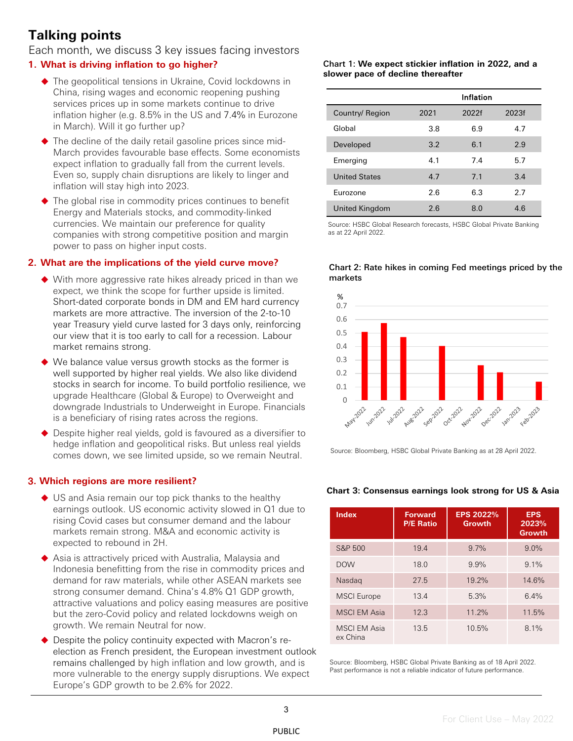# Talking points

Each month, we discuss 3 key issues facing investors

## 1. What is driving inflation to go higher?

- The geopolitical tensions in Ukraine, Covid lockdowns in China, rising wages and economic reopening pushing services prices up in some markets continue to drive inflation higher (e.g. 8.5% in the US and 7.4% in Eurozone in March). Will it go further up?
- The decline of the daily retail gasoline prices since mid-March provides favourable base effects. Some economists expect inflation to gradually fall from the current levels. Even so, supply chain disruptions are likely to linger and inflation will stay high into 2023.
- The global rise in commodity prices continues to benefit Energy and Materials stocks, and commodity-linked currencies. We maintain our preference for quality companies with strong competitive position and margin power to pass on higher input costs.

## 2. What are the implications of the yield curve move?

- With more aggressive rate hikes already priced in than we expect, we think the scope for further upside is limited. Short-dated corporate bonds in DM and EM hard currency markets are more attractive. The inversion of the 2-to-10 year Treasury yield curve lasted for 3 days only, reinforcing our view that it is too early to call for a recession. Labour market remains strong.
- We balance value versus growth stocks as the former is well supported by higher real yields. We also like dividend stocks in search for income. To build portfolio resilience, we upgrade Healthcare (Global & Europe) to Overweight and downgrade Industrials to Underweight in Europe. Financials is a beneficiary of rising rates across the regions.
- Despite higher real yields, gold is favoured as a diversifier to hedge inflation and geopolitical risks. But unless real yields comes down, we see limited upside, so we remain Neutral.

## 3. Which regions are more resilient?

- US and Asia remain our top pick thanks to the healthy earnings outlook. US economic activity slowed in Q1 due to rising Covid cases but consumer demand and the labour markets remain strong. M&A and economic activity is expected to rebound in 2H.
- Asia is attractively priced with Australia, Malaysia and Indonesia benefitting from the rise in commodity prices and demand for raw materials, while other ASEAN markets see strong consumer demand. China's 4.8% Q1 GDP growth, attractive valuations and policy easing measures are positive but the zero-Covid policy and related lockdowns weigh on growth. We remain Neutral for now.
- Despite the policy continuity expected with Macron's re-election as French president, the European investment outlook remains challenged by high inflation and low growth, and is more vulnerable to the energy supply disruptions. We expect Europe's GDP growth to be 2.6% for 2022.

**Chart 1: We expect stickier inflation in 2022, and a slower pace of decline thereafter**

| | Inflation | | |
|---|---|---|---|
| Country/ Region | 2021 | 2022f | 2023f |
| Global | 3.8 | 6.9 | 4.7 |
| Developed | 3.2 | 6.1 | 2.9 |
| Emerging | 4.1 | 7.4 | 5.7 |
| United States | 4.7 | 7.1 | 3.4 |
| Eurozone | 2.6 | 6.3 | 2.7 |
| United Kingdom | 2.6 | 8.0 | 4.6 |

Source: HSBC Global Research forecasts, HSBC Global Private Banking as at 22 April 2022.

**Chart 2: Rate hikes in coming Fed meetings priced by the markets**

| Meeting | % (approx.) |
|---|---|
| May-2022 | 0.51 |
| Jun-2022 | 0.57 |
| Jul-2022 | 0.47 |
| Aug-2022 | |
| Sep-2022 | 0.40 |
| Oct-2022 | |
| Nov-2022 | 0.26 |
| Dec-2022 | 0.21 |
| Jan-2023 | |
| Feb-2023 | 0.14 |

Source: Bloomberg, HSBC Global Private Banking as at 28 April 2022.

**Chart 3: Consensus earnings look strong for US & Asia**

| Index | Forward P/E Ratio | EPS 2022% Growth | EPS 2023% Growth |
|---|---|---|---|
| S&P 500 | 19.4 | 9.7% | 9.0% |
| DOW | 18.0 | 9.9% | 9.1% |
| Nasdaq | 27.5 | 19.2% | 14.6% |
| MSCI Europe | 13.4 | 5.3% | 6.4% |
| MSCI EM Asia | 12.3 | 11.2% | 11.5% |
| MSCI EM Asia ex China | 13.5 | 10.5% | 8.1% |

Source: Bloomberg, HSBC Global Private Banking as of 18 April 2022. Past performance is not a reliable indicator of future performance.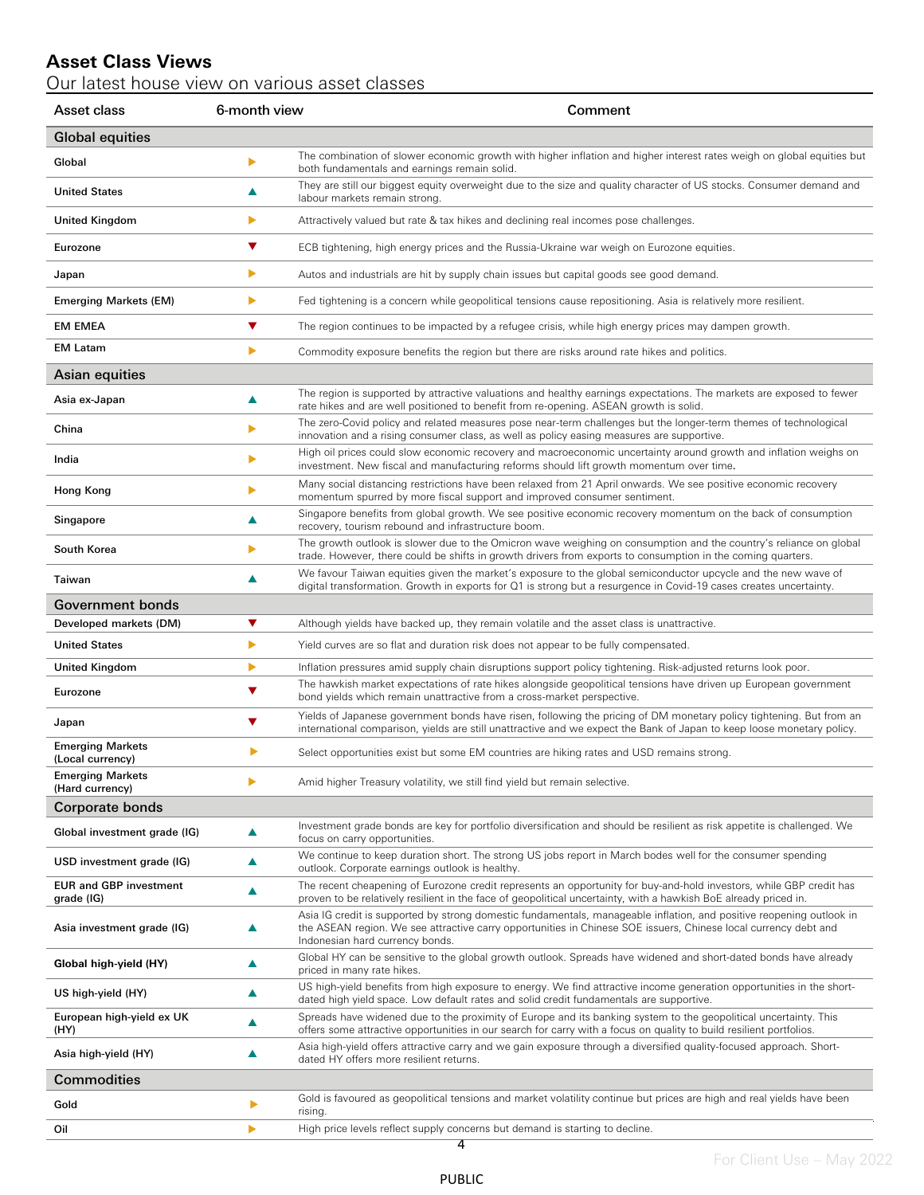## Asset Class Views

Our latest house view on various asset classes

| Asset class | 6-month view | Comment |
|---|---|---|
| **Global equities** | | |
| Global | ▶ | The combination of slower economic growth with higher inflation and higher interest rates weigh on global equities but both fundamentals and earnings remain solid. |
| United States | ▲ | They are still our biggest equity overweight due to the size and quality character of US stocks. Consumer demand and labour markets remain strong. |
| United Kingdom | ▶ | Attractively valued but rate & tax hikes and declining real incomes pose challenges. |
| Eurozone | ▼ | ECB tightening, high energy prices and the Russia-Ukraine war weigh on Eurozone equities. |
| Japan | ▶ | Autos and industrials are hit by supply chain issues but capital goods see good demand. |
| Emerging Markets (EM) | ▶ | Fed tightening is a concern while geopolitical tensions cause repositioning. Asia is relatively more resilient. |
| EM EMEA | ▼ | The region continues to be impacted by a refugee crisis, while high energy prices may dampen growth. |
| EM Latam | ▶ | Commodity exposure benefits the region but there are risks around rate hikes and politics. |
| **Asian equities** | | |
| Asia ex-Japan | ▲ | The region is supported by attractive valuations and healthy earnings expectations. The markets are exposed to fewer rate hikes and are well positioned to benefit from re-opening. ASEAN growth is solid. |
| China | ▶ | The zero-Covid policy and related measures pose near-term challenges but the longer-term themes of technological innovation and a rising consumer class, as well as policy easing measures are supportive. |
| India | ▶ | High oil prices could slow economic recovery and macroeconomic uncertainty around growth and inflation weighs on investment. New fiscal and manufacturing reforms should lift growth momentum over time. |
| Hong Kong | ▶ | Many social distancing restrictions have been relaxed from 21 April onwards. We see positive economic recovery momentum spurred by more fiscal support and improved consumer sentiment. |
| Singapore | ▲ | Singapore benefits from global growth. We see positive economic recovery momentum on the back of consumption recovery, tourism rebound and infrastructure boom. |
| South Korea | ▶ | The growth outlook is slower due to the Omicron wave weighing on consumption and the country's reliance on global trade. However, there could be shifts in growth drivers from exports to consumption in the coming quarters. |
| Taiwan | ▲ | We favour Taiwan equities given the market's exposure to the global semiconductor upcycle and the new wave of digital transformation. Growth in exports for Q1 is strong but a resurgence in Covid-19 cases creates uncertainty. |
| **Government bonds** | | |
| Developed markets (DM) | ▼ | Although yields have backed up, they remain volatile and the asset class is unattractive. |
| United States | ▶ | Yield curves are so flat and duration risk does not appear to be fully compensated. |
| United Kingdom | ▶ | Inflation pressures amid supply chain disruptions support policy tightening. Risk-adjusted returns look poor. |
| Eurozone | ▼ | The hawkish market expectations of rate hikes alongside geopolitical tensions have driven up European government bond yields which remain unattractive from a cross-market perspective. |
| Japan | ▼ | Yields of Japanese government bonds have risen, following the pricing of DM monetary policy tightening. But from an international comparison, yields are still unattractive and we expect the Bank of Japan to keep loose monetary policy. |
| Emerging Markets (Local currency) | ▶ | Select opportunities exist but some EM countries are hiking rates and USD remains strong. |
| Emerging Markets (Hard currency) | ▶ | Amid higher Treasury volatility, we still find yield but remain selective. |
| **Corporate bonds** | | |
| Global investment grade (IG) | ▲ | Investment grade bonds are key for portfolio diversification and should be resilient as risk appetite is challenged. We focus on carry opportunities. |
| USD investment grade (IG) | ▲ | We continue to keep duration short. The strong US jobs report in March bodes well for the consumer spending outlook. Corporate earnings outlook is healthy. |
| EUR and GBP investment grade (IG) | ▲ | The recent cheapening of Eurozone credit represents an opportunity for buy-and-hold investors, while GBP credit has proven to be relatively resilient in the face of geopolitical uncertainty, with a hawkish BoE already priced in. |
| Asia investment grade (IG) | ▲ | Asia IG credit is supported by strong domestic fundamentals, manageable inflation, and positive reopening outlook in the ASEAN region. We see attractive carry opportunities in Chinese SOE issuers, Chinese local currency debt and Indonesian hard currency bonds. |
| Global high-yield (HY) | ▲ | Global HY can be sensitive to the global growth outlook. Spreads have widened and short-dated bonds have already priced in many rate hikes. |
| US high-yield (HY) | ▲ | US high-yield benefits from high exposure to energy. We find attractive income generation opportunities in the short-dated high yield space. Low default rates and solid credit fundamentals are supportive. |
| European high-yield ex UK (HY) | ▲ | Spreads have widened due to the proximity of Europe and its banking system to the geopolitical uncertainty. This offers some attractive opportunities in our search for carry with a focus on quality to build resilient portfolios. |
| Asia high-yield (HY) | ▲ | Asia high-yield offers attractive carry and we gain exposure through a diversified quality-focused approach. Short-dated HY offers more resilient returns. |
| **Commodities** | | |
| Gold | ▶ | Gold is favoured as geopolitical tensions and market volatility continue but prices are high and real yields have been rising. |
| Oil | ▶ | High price levels reflect supply concerns but demand is starting to decline. |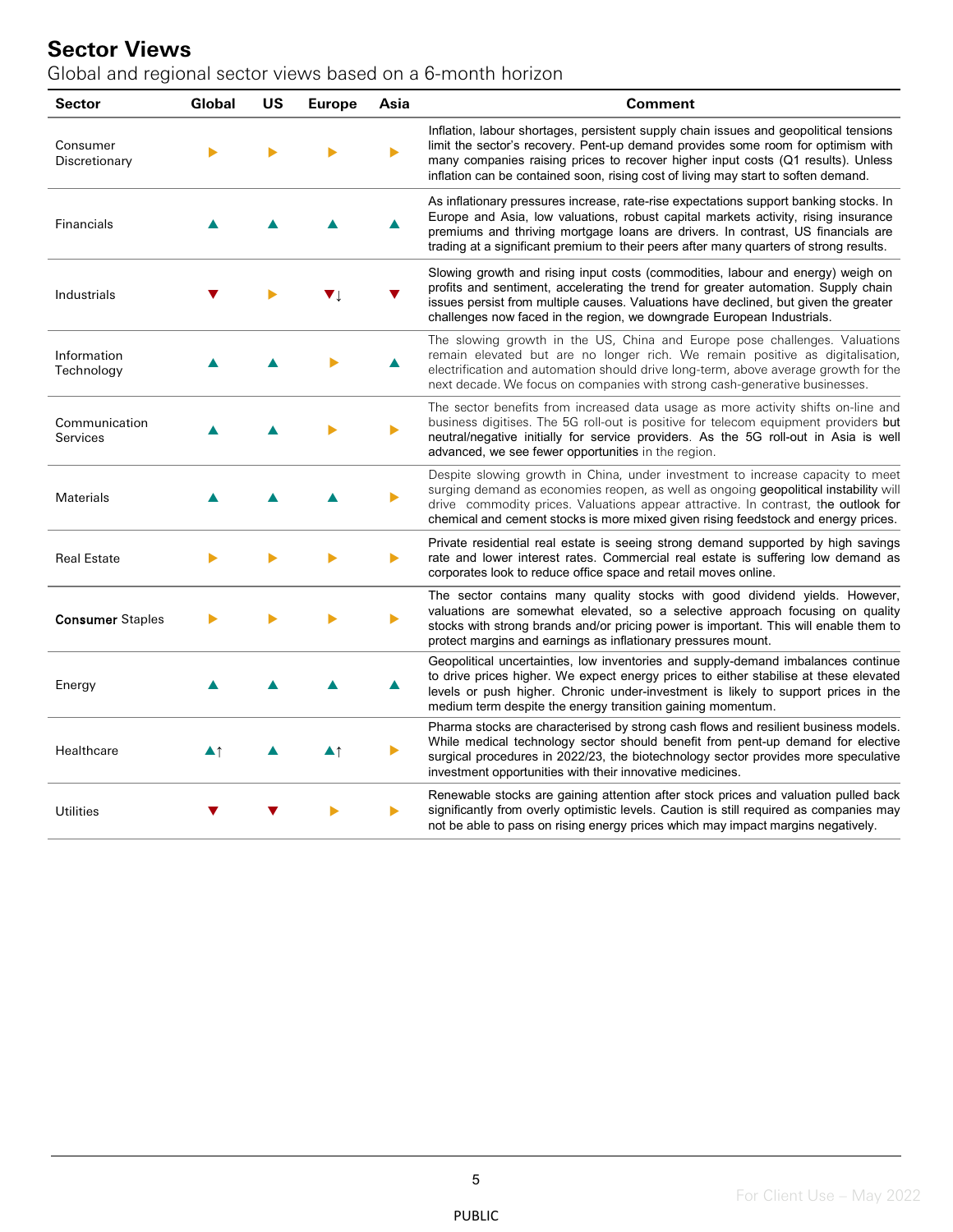# Sector Views

Global and regional sector views based on a 6-month horizon

| Sector | Global | US | Europe | Asia | Comment |
|---|---|---|---|---|---|
| Consumer Discretionary | ▶ | ▶ | ▶ | ▶ | Inflation, labour shortages, persistent supply chain issues and geopolitical tensions limit the sector's recovery. Pent-up demand provides some room for optimism with many companies raising prices to recover higher input costs (Q1 results). Unless inflation can be contained soon, rising cost of living may start to soften demand. |
| Financials | ▲ | ▲ | ▲ | ▲ | As inflationary pressures increase, rate-rise expectations support banking stocks. In Europe and Asia, low valuations, robust capital markets activity, rising insurance premiums and thriving mortgage loans are drivers. In contrast, US financials are trading at a significant premium to their peers after many quarters of strong results. |
| Industrials | ▼ | ▶ | ▼↓ | ▼ | Slowing growth and rising input costs (commodities, labour and energy) weigh on profits and sentiment, accelerating the trend for greater automation. Supply chain issues persist from multiple causes. Valuations have declined, but given the greater challenges now faced in the region, we downgrade European Industrials. |
| Information Technology | ▲ | ▲ | ▶ | ▲ | The slowing growth in the US, China and Europe pose challenges. Valuations remain elevated but are no longer rich. We remain positive as digitalisation, electrification and automation should drive long-term, above average growth for the next decade. We focus on companies with strong cash-generative businesses. |
| Communication Services | ▲ | ▲ | ▶ | ▶ | The sector benefits from increased data usage as more activity shifts on-line and business digitises. The 5G roll-out is positive for telecom equipment providers but neutral/negative initially for service providers. As the 5G roll-out in Asia is well advanced, we see fewer opportunities in the region. |
| Materials | ▲ | ▲ | ▲ | ▶ | Despite slowing growth in China, under investment to increase capacity to meet surging demand as economies reopen, as well as ongoing geopolitical instability will drive commodity prices. Valuations appear attractive. In contrast, the outlook for chemical and cement stocks is more mixed given rising feedstock and energy prices. |
| Real Estate | ▶ | ▶ | ▶ | ▶ | Private residential real estate is seeing strong demand supported by high savings rate and lower interest rates. Commercial real estate is suffering low demand as corporates look to reduce office space and retail moves online. |
| **Consumer** Staples | ▶ | ▶ | ▶ | ▶ | The sector contains many quality stocks with good dividend yields. However, valuations are somewhat elevated, so a selective approach focusing on quality stocks with strong brands and/or pricing power is important. This will enable them to protect margins and earnings as inflationary pressures mount. |
| Energy | ▲ | ▲ | ▲ | ▲ | Geopolitical uncertainties, low inventories and supply-demand imbalances continue to drive prices higher. We expect energy prices to either stabilise at these elevated levels or push higher. Chronic under-investment is likely to support prices in the medium term despite the energy transition gaining momentum. |
| Healthcare | ▲↑ | ▲ | ▲↑ | ▶ | Pharma stocks are characterised by strong cash flows and resilient business models. While medical technology sector should benefit from pent-up demand for elective surgical procedures in 2022/23, the biotechnology sector provides more speculative investment opportunities with their innovative medicines. |
| Utilities | ▼ | ▼ | ▶ | ▶ | Renewable stocks are gaining attention after stock prices and valuation pulled back significantly from overly optimistic levels. Caution is still required as companies may not be able to pass on rising energy prices which may impact margins negatively. |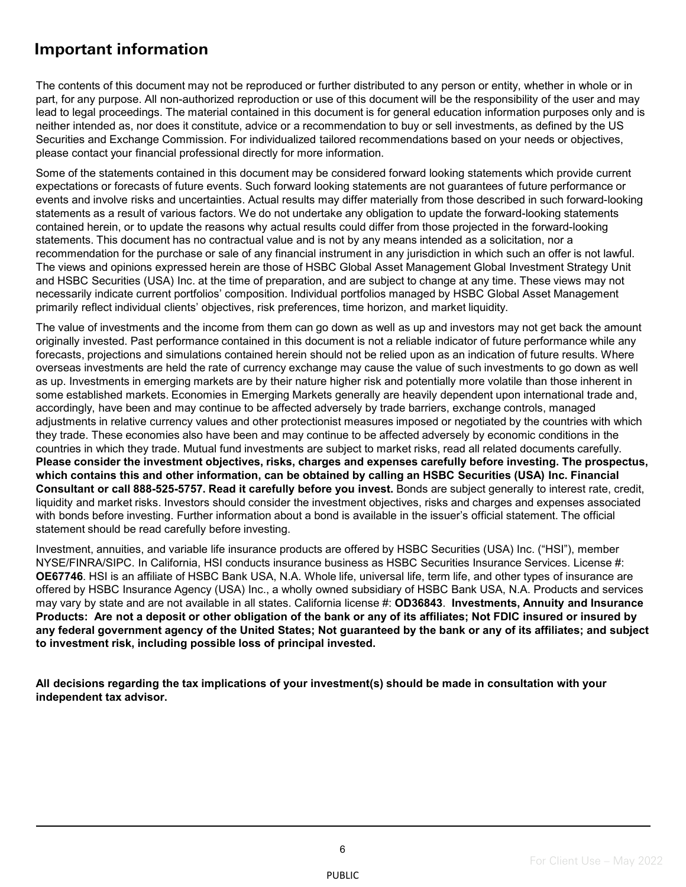## Important information

The contents of this document may not be reproduced or further distributed to any person or entity, whether in whole or in part, for any purpose. All non-authorized reproduction or use of this document will be the responsibility of the user and may lead to legal proceedings. The material contained in this document is for general education information purposes only and is neither intended as, nor does it constitute, advice or a recommendation to buy or sell investments, as defined by the US Securities and Exchange Commission. For individualized tailored recommendations based on your needs or objectives, please contact your financial professional directly for more information.

Some of the statements contained in this document may be considered forward looking statements which provide current expectations or forecasts of future events. Such forward looking statements are not guarantees of future performance or events and involve risks and uncertainties. Actual results may differ materially from those described in such forward-looking statements as a result of various factors. We do not undertake any obligation to update the forward-looking statements contained herein, or to update the reasons why actual results could differ from those projected in the forward-looking statements. This document has no contractual value and is not by any means intended as a solicitation, nor a recommendation for the purchase or sale of any financial instrument in any jurisdiction in which such an offer is not lawful. The views and opinions expressed herein are those of HSBC Global Asset Management Global Investment Strategy Unit and HSBC Securities (USA) Inc. at the time of preparation, and are subject to change at any time. These views may not necessarily indicate current portfolios' composition. Individual portfolios managed by HSBC Global Asset Management primarily reflect individual clients' objectives, risk preferences, time horizon, and market liquidity.

The value of investments and the income from them can go down as well as up and investors may not get back the amount originally invested. Past performance contained in this document is not a reliable indicator of future performance while any forecasts, projections and simulations contained herein should not be relied upon as an indication of future results. Where overseas investments are held the rate of currency exchange may cause the value of such investments to go down as well as up. Investments in emerging markets are by their nature higher risk and potentially more volatile than those inherent in some established markets. Economies in Emerging Markets generally are heavily dependent upon international trade and, accordingly, have been and may continue to be affected adversely by trade barriers, exchange controls, managed adjustments in relative currency values and other protectionist measures imposed or negotiated by the countries with which they trade. These economies also have been and may continue to be affected adversely by economic conditions in the countries in which they trade. Mutual fund investments are subject to market risks, read all related documents carefully. **Please consider the investment objectives, risks, charges and expenses carefully before investing. The prospectus, which contains this and other information, can be obtained by calling an HSBC Securities (USA) Inc. Financial Consultant or call 888-525-5757. Read it carefully before you invest.** Bonds are subject generally to interest rate, credit, liquidity and market risks. Investors should consider the investment objectives, risks and charges and expenses associated with bonds before investing. Further information about a bond is available in the issuer's official statement. The official statement should be read carefully before investing.

Investment, annuities, and variable life insurance products are offered by HSBC Securities (USA) Inc. ("HSI"), member NYSE/FINRA/SIPC. In California, HSI conducts insurance business as HSBC Securities Insurance Services. License #: **OE67746**. HSI is an affiliate of HSBC Bank USA, N.A. Whole life, universal life, term life, and other types of insurance are offered by HSBC Insurance Agency (USA) Inc., a wholly owned subsidiary of HSBC Bank USA, N.A. Products and services may vary by state and are not available in all states. California license #: **OD36843**. **Investments, Annuity and Insurance Products: Are not a deposit or other obligation of the bank or any of its affiliates; Not FDIC insured or insured by any federal government agency of the United States; Not guaranteed by the bank or any of its affiliates; and subject to investment risk, including possible loss of principal invested.**

**All decisions regarding the tax implications of your investment(s) should be made in consultation with your independent tax advisor.**